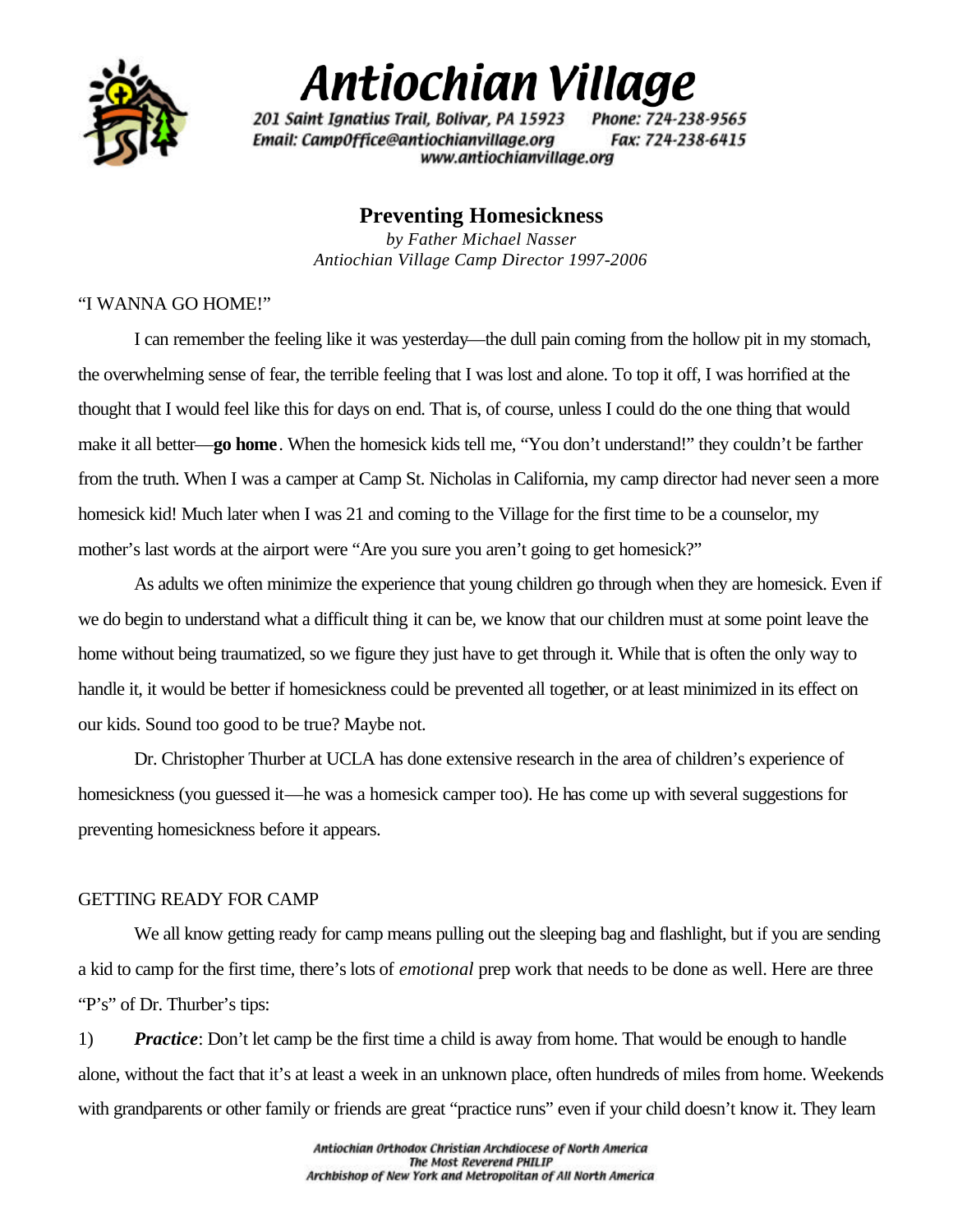# Antiochian Village

201 Saint Ignatius Trail, Bolivar, PA 15923    Phone: 724-238-9565
Email: CampOffice@antiochianvillage.org    Fax: 724-238-6415
www.antiochianvillage.org

## Preventing Homesickness

*by Father Michael Nasser*
*Antiochian Village Camp Director 1997-2006*

"I WANNA GO HOME!"

I can remember the feeling like it was yesterday—the dull pain coming from the hollow pit in my stomach, the overwhelming sense of fear, the terrible feeling that I was lost and alone. To top it off, I was horrified at the thought that I would feel like this for days on end. That is, of course, unless I could do the one thing that would make it all better—**go home**. When the homesick kids tell me, "You don't understand!" they couldn't be farther from the truth. When I was a camper at Camp St. Nicholas in California, my camp director had never seen a more homesick kid! Much later when I was 21 and coming to the Village for the first time to be a counselor, my mother's last words at the airport were "Are you sure you aren't going to get homesick?"

As adults we often minimize the experience that young children go through when they are homesick. Even if we do begin to understand what a difficult thing it can be, we know that our children must at some point leave the home without being traumatized, so we figure they just have to get through it. While that is often the only way to handle it, it would be better if homesickness could be prevented all together, or at least minimized in its effect on our kids. Sound too good to be true? Maybe not.

Dr. Christopher Thurber at UCLA has done extensive research in the area of children's experience of homesickness (you guessed it—he was a homesick camper too). He has come up with several suggestions for preventing homesickness before it appears.

GETTING READY FOR CAMP

We all know getting ready for camp means pulling out the sleeping bag and flashlight, but if you are sending a kid to camp for the first time, there's lots of *emotional* prep work that needs to be done as well. Here are three "P's" of Dr. Thurber's tips:

1) ***Practice***: Don't let camp be the first time a child is away from home. That would be enough to handle alone, without the fact that it's at least a week in an unknown place, often hundreds of miles from home. Weekends with grandparents or other family or friends are great "practice runs" even if your child doesn't know it. They learn

Antiochian Orthodox Christian Archdiocese of North America
The Most Reverend PHILIP
Archbishop of New York and Metropolitan of All North America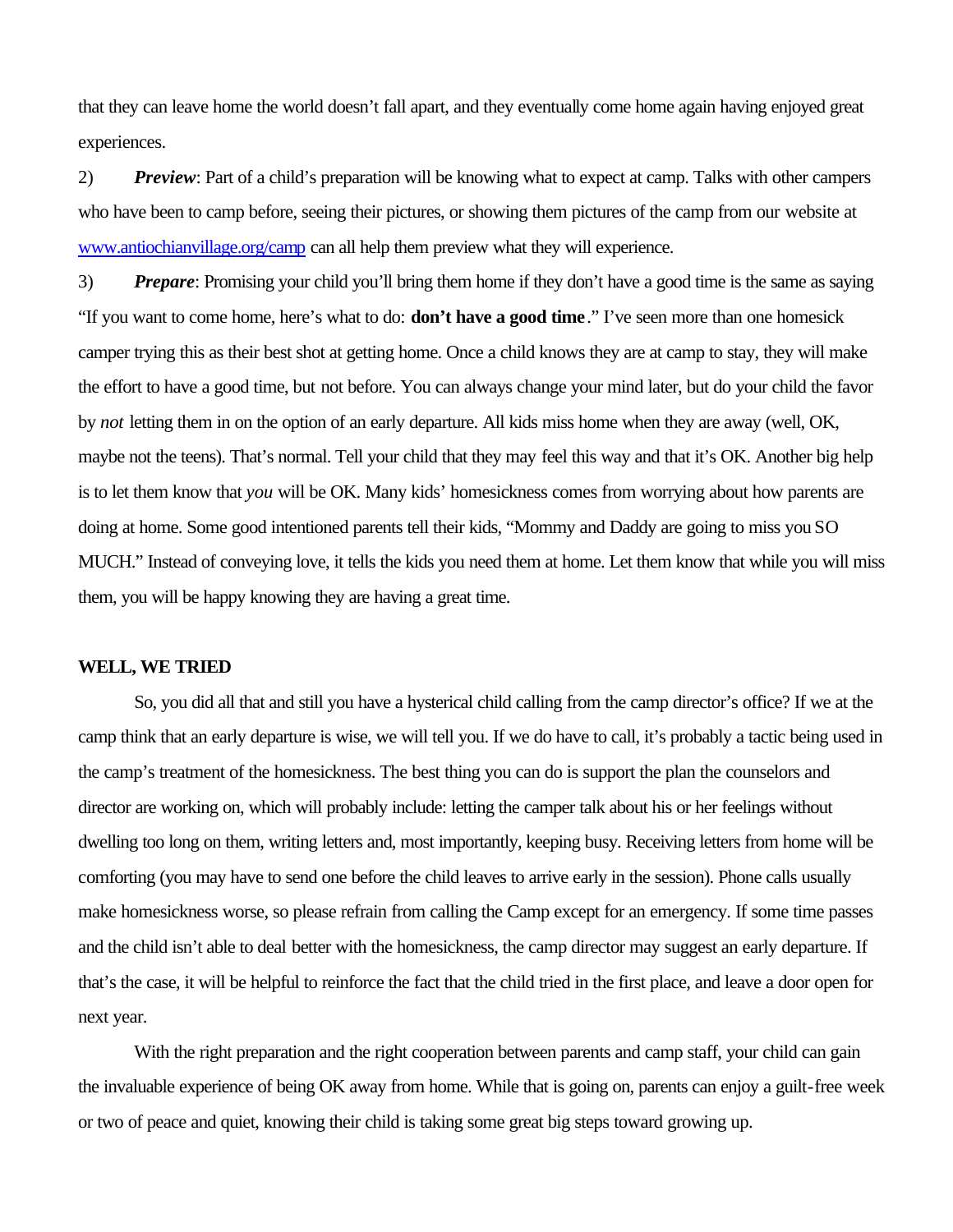that they can leave home the world doesn't fall apart, and they eventually come home again having enjoyed great experiences.

2) ***Preview***: Part of a child's preparation will be knowing what to expect at camp. Talks with other campers who have been to camp before, seeing their pictures, or showing them pictures of the camp from our website at [www.antiochianvillage.org/camp](http://www.antiochianvillage.org/camp) can all help them preview what they will experience.

3) ***Prepare***: Promising your child you'll bring them home if they don't have a good time is the same as saying "If you want to come home, here's what to do: **don't have a good time**." I've seen more than one homesick camper trying this as their best shot at getting home. Once a child knows they are at camp to stay, they will make the effort to have a good time, but not before. You can always change your mind later, but do your child the favor by *not* letting them in on the option of an early departure. All kids miss home when they are away (well, OK, maybe not the teens). That's normal. Tell your child that they may feel this way and that it's OK. Another big help is to let them know that *you* will be OK. Many kids' homesickness comes from worrying about how parents are doing at home. Some good intentioned parents tell their kids, "Mommy and Daddy are going to miss you SO MUCH." Instead of conveying love, it tells the kids you need them at home. Let them know that while you will miss them, you will be happy knowing they are having a great time.

**WELL, WE TRIED**

So, you did all that and still you have a hysterical child calling from the camp director's office? If we at the camp think that an early departure is wise, we will tell you. If we do have to call, it's probably a tactic being used in the camp's treatment of the homesickness. The best thing you can do is support the plan the counselors and director are working on, which will probably include: letting the camper talk about his or her feelings without dwelling too long on them, writing letters and, most importantly, keeping busy. Receiving letters from home will be comforting (you may have to send one before the child leaves to arrive early in the session). Phone calls usually make homesickness worse, so please refrain from calling the Camp except for an emergency. If some time passes and the child isn't able to deal better with the homesickness, the camp director may suggest an early departure. If that's the case, it will be helpful to reinforce the fact that the child tried in the first place, and leave a door open for next year.

With the right preparation and the right cooperation between parents and camp staff, your child can gain the invaluable experience of being OK away from home. While that is going on, parents can enjoy a guilt-free week or two of peace and quiet, knowing their child is taking some great big steps toward growing up.